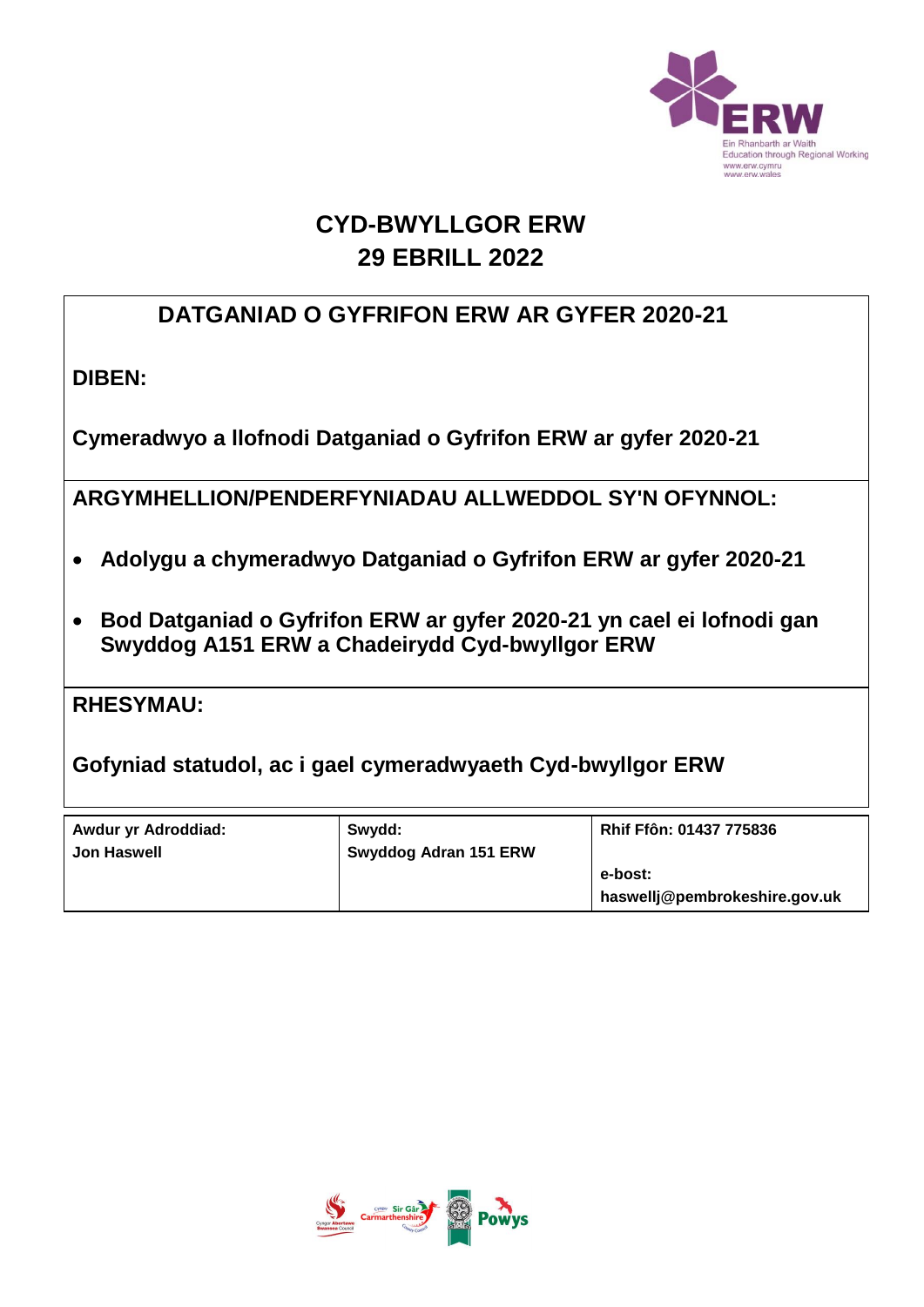# CYD-BWYLLGOR ERW
# 29 EBRILL 2022

## DATGANIAD O GYFRIFON ERW AR GYFER 2020-21

**DIBEN:**

**Cymeradwyo a llofnodi Datganiad o Gyfrifon ERW ar gyfer 2020-21**

**ARGYMHELLION/PENDERFYNIADAU ALLWEDDOL SY'N OFYNNOL:**

- **Adolygu a chymeradwyo Datganiad o Gyfrifon ERW ar gyfer 2020-21**
- **Bod Datganiad o Gyfrifon ERW ar gyfer 2020-21 yn cael ei lofnodi gan Swyddog A151 ERW a Chadeirydd Cyd-bwyllgor ERW**

**RHESYMAU:**

**Gofyniad statudol, ac i gael cymeradwyaeth Cyd-bwyllgor ERW**

| **Awdur yr Adroddiad:** **Jon Haswell** | **Swydd:** **Swyddog Adran 151 ERW** | **Rhif Ffôn: 01437 775836** **e-bost:** **haswellj@pembrokeshire.gov.uk** |
|---|---|---|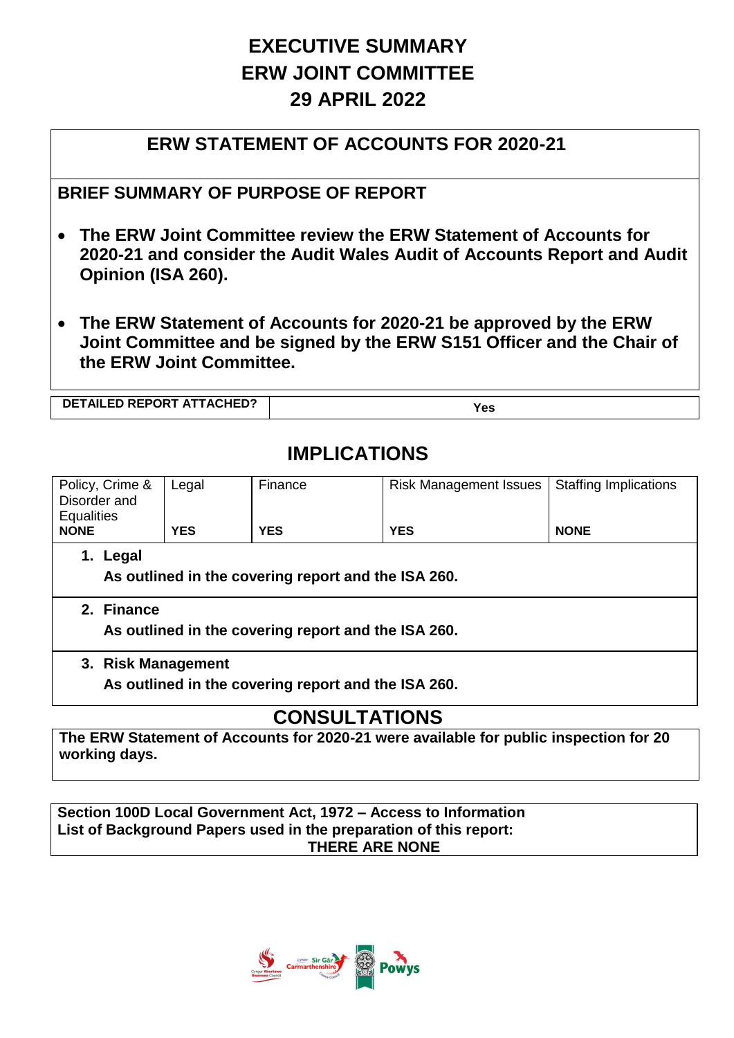# EXECUTIVE SUMMARY
# ERW JOINT COMMITTEE
# 29 APRIL 2022

## ERW STATEMENT OF ACCOUNTS FOR 2020-21

### BRIEF SUMMARY OF PURPOSE OF REPORT

- **The ERW Joint Committee review the ERW Statement of Accounts for 2020-21 and consider the Audit Wales Audit of Accounts Report and Audit Opinion (ISA 260).**

- **The ERW Statement of Accounts for 2020-21 be approved by the ERW Joint Committee and be signed by the ERW S151 Officer and the Chair of the ERW Joint Committee.**

| | |
|---|---|
| **DETAILED REPORT ATTACHED?** | **Yes** |

## IMPLICATIONS

| Policy, Crime & Disorder and Equalities | Legal | Finance | Risk Management Issues | Staffing Implications |
|---|---|---|---|---|
| **NONE** | **YES** | **YES** | **YES** | **NONE** |

1. **Legal**
   **As outlined in the covering report and the ISA 260.**

2. **Finance**
   **As outlined in the covering report and the ISA 260.**

3. **Risk Management**
   **As outlined in the covering report and the ISA 260.**

## CONSULTATIONS

**The ERW Statement of Accounts for 2020-21 were available for public inspection for 20 working days.**

**Section 100D Local Government Act, 1972 – Access to Information**
**List of Background Papers used in the preparation of this report:**
**THERE ARE NONE**